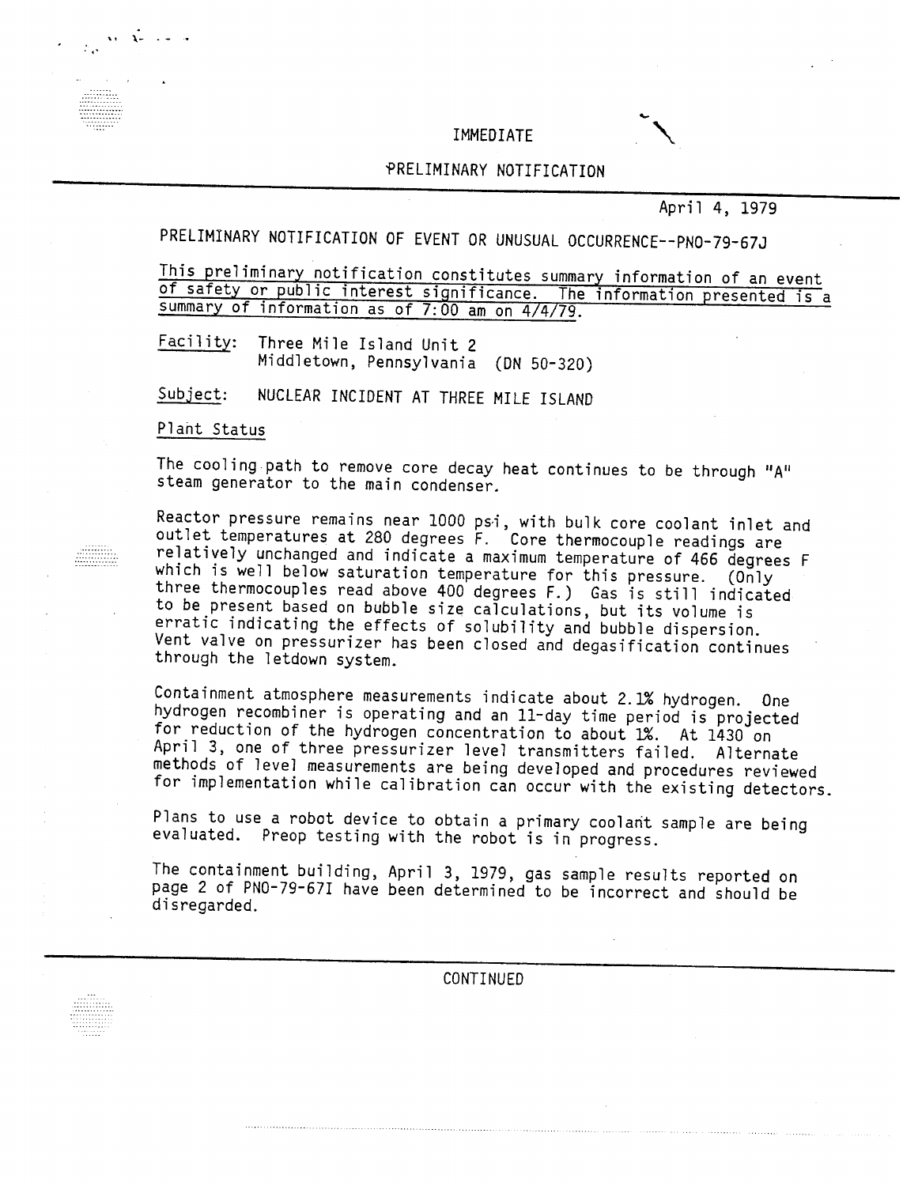IMMEDIATE

PRELIMINARY NOTIFICATION

April 4, 1979

PRELIMINARY NOTIFICATION OF EVENT OR UNUSUAL OCCURRENCE--PNO-79-67J

This preliminary notification constitutes summary information of an event of safety or public interest significance. The information presented is a summary of information as of 7:00 am on 4/4/79.

Facility: Three Mile Island Unit 2
Middletown, Pennsylvania (DN 50-320)

Subject: NUCLEAR INCIDENT AT THREE MILE ISLAND

Plant Status

The cooling path to remove core decay heat continues to be through "A" steam generator to the main condenser.

Reactor pressure remains near 1000 psi, with bulk core coolant inlet and outlet temperatures at 280 degrees F. Core thermocouple readings are relatively unchanged and indicate a maximum temperature of 466 degrees F which is well below saturation temperature for this pressure. (Only three thermocouples read above 400 degrees F.) Gas is still indicated to be present based on bubble size calculations, but its volume is erratic indicating the effects of solubility and bubble dispersion. Vent valve on pressurizer has been closed and degasification continues through the letdown system.

Containment atmosphere measurements indicate about 2.1% hydrogen. One hydrogen recombiner is operating and an 11-day time period is projected for reduction of the hydrogen concentration to about 1%. At 1430 on April 3, one of three pressurizer level transmitters failed. Alternate methods of level measurements are being developed and procedures reviewed for implementation while calibration can occur with the existing detectors.

Plans to use a robot device to obtain a primary coolant sample are being evaluated. Preop testing with the robot is in progress.

The containment building, April 3, 1979, gas sample results reported on page 2 of PNO-79-67I have been determined to be incorrect and should be disregarded.

CONTINUED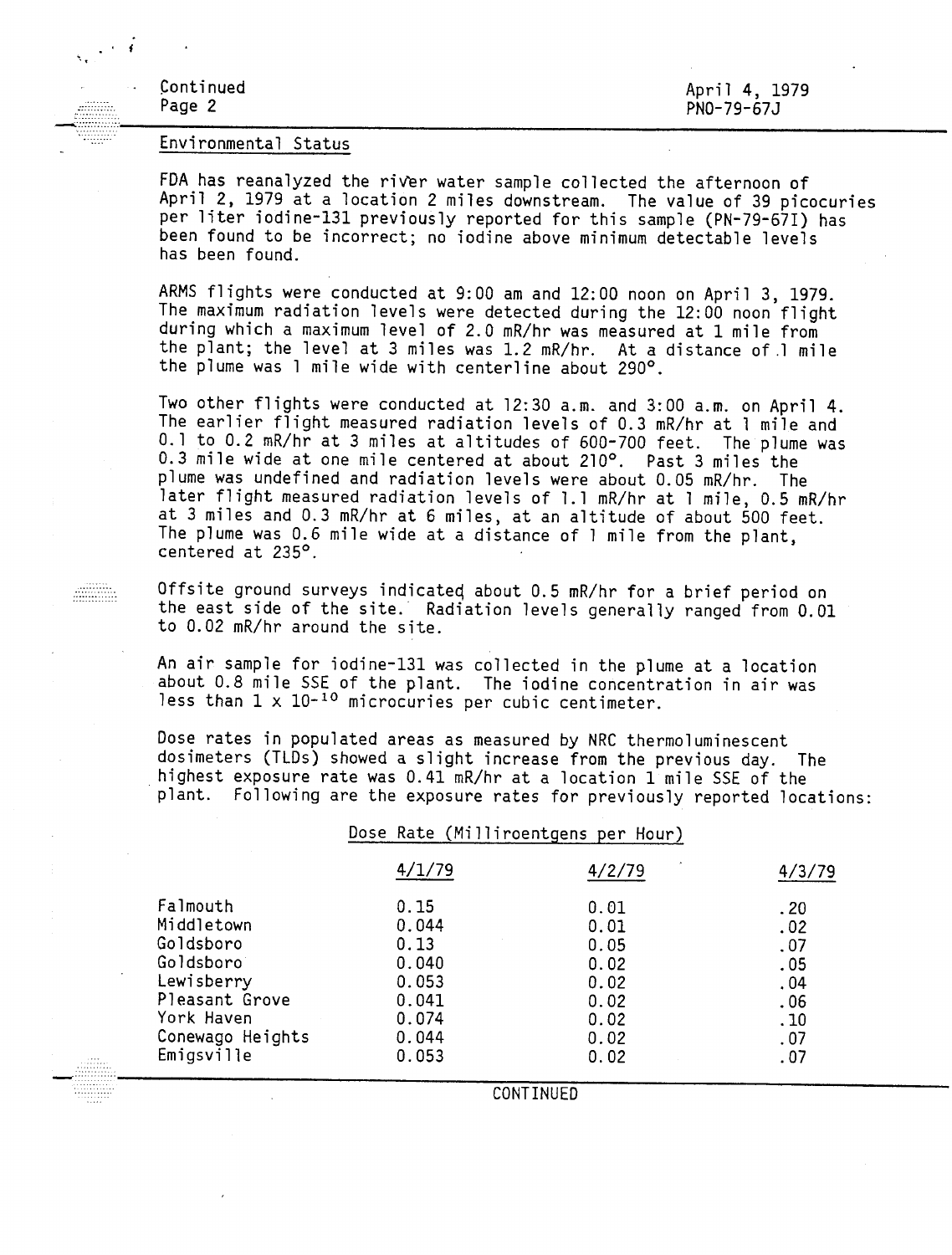Continued
Page 2

April 4, 1979
PNO-79-67J

## Environmental Status

FDA has reanalyzed the river water sample collected the afternoon of April 2, 1979 at a location 2 miles downstream. The value of 39 picocuries per liter iodine-131 previously reported for this sample (PN-79-67I) has been found to be incorrect; no iodine above minimum detectable levels has been found.

ARMS flights were conducted at 9:00 am and 12:00 noon on April 3, 1979. The maximum radiation levels were detected during the 12:00 noon flight during which a maximum level of 2.0 mR/hr was measured at 1 mile from the plant; the level at 3 miles was 1.2 mR/hr. At a distance of .1 mile the plume was 1 mile wide with centerline about 290°.

Two other flights were conducted at 12:30 a.m. and 3:00 a.m. on April 4. The earlier flight measured radiation levels of 0.3 mR/hr at 1 mile and 0.1 to 0.2 mR/hr at 3 miles at altitudes of 600-700 feet. The plume was 0.3 mile wide at one mile centered at about 210°. Past 3 miles the plume was undefined and radiation levels were about 0.05 mR/hr. The later flight measured radiation levels of 1.1 mR/hr at 1 mile, 0.5 mR/hr at 3 miles and 0.3 mR/hr at 6 miles, at an altitude of about 500 feet. The plume was 0.6 mile wide at a distance of 1 mile from the plant, centered at 235°.

Offsite ground surveys indicated about 0.5 mR/hr for a brief period on the east side of the site. Radiation levels generally ranged from 0.01 to 0.02 mR/hr around the site.

An air sample for iodine-131 was collected in the plume at a location about 0.8 mile SSE of the plant. The iodine concentration in air was less than $1 \times 10^{-10}$ microcuries per cubic centimeter.

Dose rates in populated areas as measured by NRC thermoluminescent dosimeters (TLDs) showed a slight increase from the previous day. The highest exposure rate was 0.41 mR/hr at a location 1 mile SSE of the plant. Following are the exposure rates for previously reported locations:

Dose Rate (Milliroentgens per Hour)

| | 4/1/79 | 4/2/79 | 4/3/79 |
|---|---|---|---|
| Falmouth | 0.15 | 0.01 | .20 |
| Middletown | 0.044 | 0.01 | .02 |
| Goldsboro | 0.13 | 0.05 | .07 |
| Goldsboro | 0.040 | 0.02 | .05 |
| Lewisberry | 0.053 | 0.02 | .04 |
| Pleasant Grove | 0.041 | 0.02 | .06 |
| York Haven | 0.074 | 0.02 | .10 |
| Conewago Heights | 0.044 | 0.02 | .07 |
| Emigsville | 0.053 | 0.02 | .07 |

CONTINUED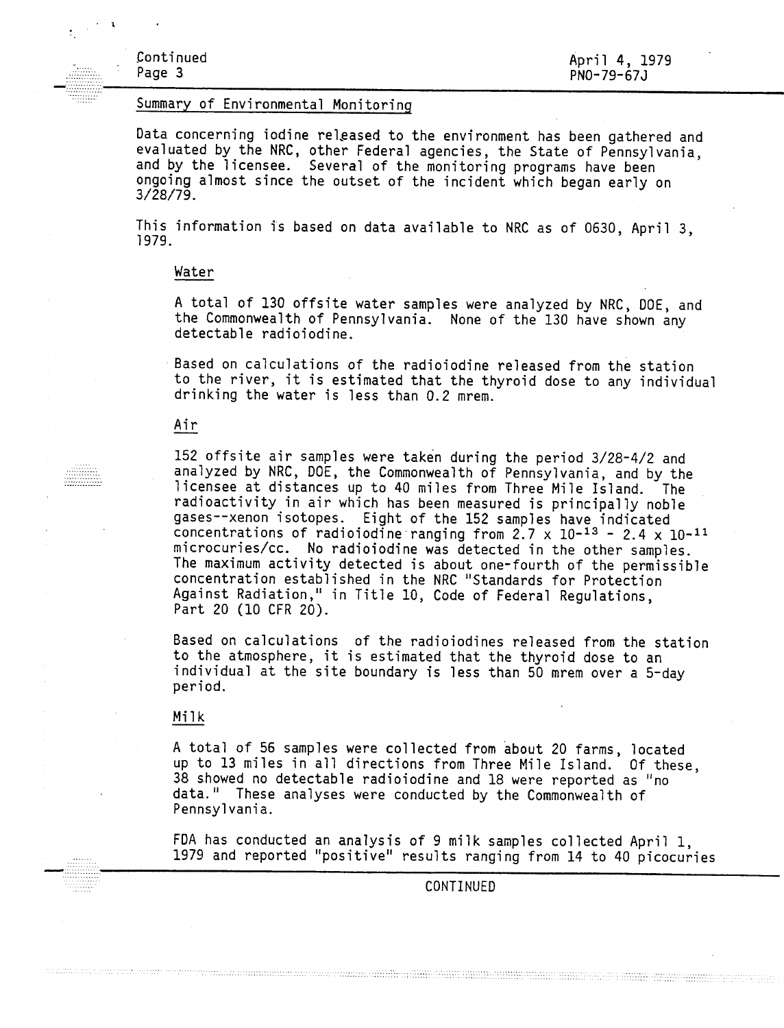## Summary of Environmental Monitoring

Data concerning iodine released to the environment has been gathered and evaluated by the NRC, other Federal agencies, the State of Pennsylvania, and by the licensee. Several of the monitoring programs have been ongoing almost since the outset of the incident which began early on 3/28/79.

This information is based on data available to NRC as of 0630, April 3, 1979.

### Water

A total of 130 offsite water samples were analyzed by NRC, DOE, and the Commonwealth of Pennsylvania. None of the 130 have shown any detectable radioiodine.

Based on calculations of the radioiodine released from the station to the river, it is estimated that the thyroid dose to any individual drinking the water is less than 0.2 mrem.

### Air

152 offsite air samples were taken during the period 3/28-4/2 and analyzed by NRC, DOE, the Commonwealth of Pennsylvania, and by the licensee at distances up to 40 miles from Three Mile Island. The radioactivity in air which has been measured is principally noble gases--xenon isotopes. Eight of the 152 samples have indicated concentrations of radioiodine ranging from $2.7 \times 10^{-13}$ - $2.4 \times 10^{-11}$ microcuries/cc. No radioiodine was detected in the other samples. The maximum activity detected is about one-fourth of the permissible concentration established in the NRC "Standards for Protection Against Radiation," in Title 10, Code of Federal Regulations, Part 20 (10 CFR 20).

Based on calculations of the radioiodines released from the station to the atmosphere, it is estimated that the thyroid dose to an individual at the site boundary is less than 50 mrem over a 5-day period.

### Milk

A total of 56 samples were collected from about 20 farms, located up to 13 miles in all directions from Three Mile Island. Of these, 38 showed no detectable radioiodine and 18 were reported as "no data." These analyses were conducted by the Commonwealth of Pennsylvania.

FDA has conducted an analysis of 9 milk samples collected April 1, 1979 and reported "positive" results ranging from 14 to 40 picocuries

CONTINUED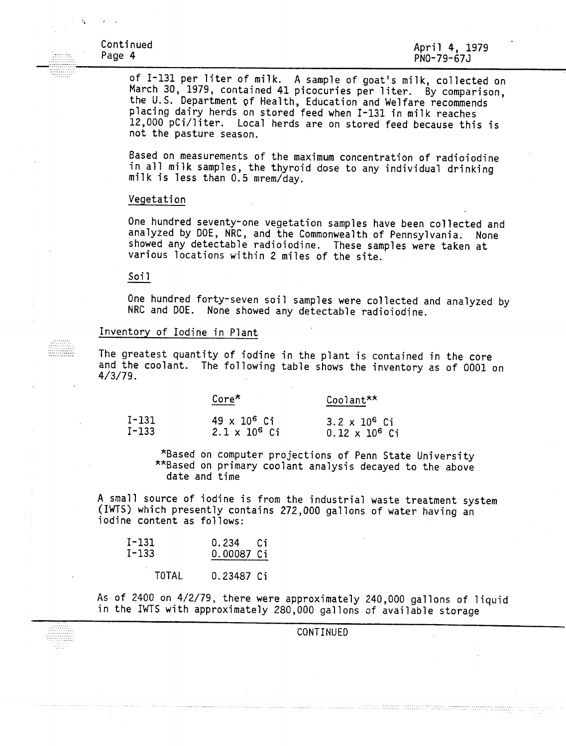of I-131 per liter of milk. A sample of goat's milk, collected on March 30, 1979, contained 41 picocuries per liter. By comparison, the U.S. Department of Health, Education and Welfare recommends placing dairy herds on stored feed when I-131 in milk reaches 12,000 pCi/liter. Local herds are on stored feed because this is not the pasture season.

Based on measurements of the maximum concentration of radioiodine in all milk samples, the thyroid dose to any individual drinking milk is less than 0.5 mrem/day.

Vegetation

One hundred seventy-one vegetation samples have been collected and analyzed by DOE, NRC, and the Commonwealth of Pennsylvania. None showed any detectable radioiodine. These samples were taken at various locations within 2 miles of the site.

Soil

One hundred forty-seven soil samples were collected and analyzed by NRC and DOE. None showed any detectable radioiodine.

Inventory of Iodine in Plant

The greatest quantity of iodine in the plant is contained in the core and the coolant. The following table shows the inventory as of 0001 on 4/3/79.

| | Core* | Coolant** |
|---|---|---|
| I-131 | $49 \times 10^6$ Ci | $3.2 \times 10^6$ Ci |
| I-133 | $2.1 \times 10^6$ Ci | $0.12 \times 10^6$ Ci |

*Based on computer projections of Penn State University
**Based on primary coolant analysis decayed to the above date and time

A small source of iodine is from the industrial waste treatment system (IWTS) which presently contains 272,000 gallons of water having an iodine content as follows:

| | |
|---|---|
| I-131 | 0.234 Ci |
| I-133 | 0.00087 Ci |
| TOTAL | 0.23487 Ci |

As of 2400 on 4/2/79, there were approximately 240,000 gallons of liquid in the IWTS with approximately 280,000 gallons of available storage

CONTINUED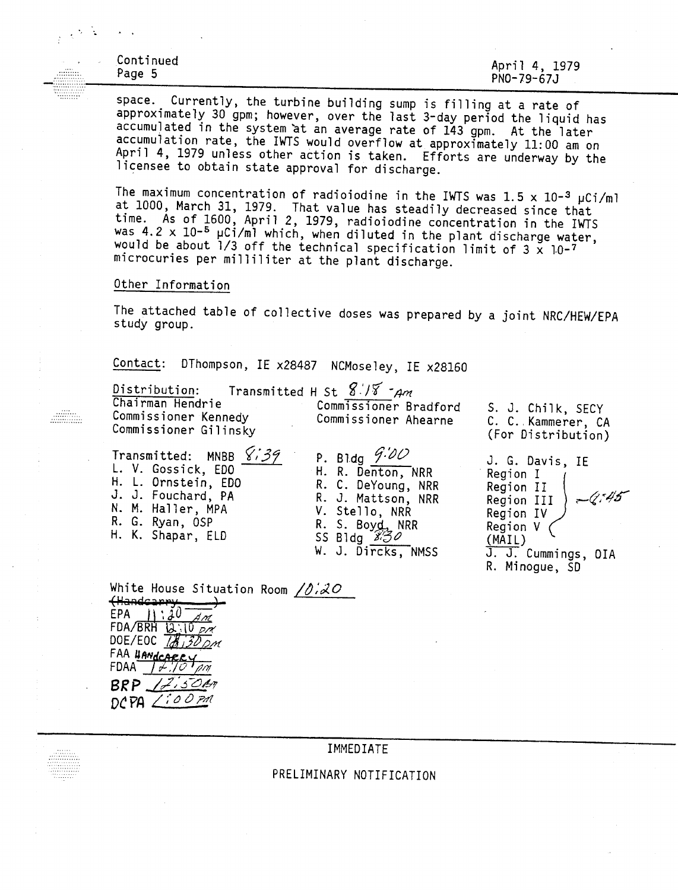Continued
Page 5

April 4, 1979
PNO-79-67J

space. Currently, the turbine building sump is filling at a rate of approximately 30 gpm; however, over the last 3-day period the liquid has accumulated in the system at an average rate of 143 gpm. At the later accumulation rate, the IWTS would overflow at approximately 11:00 am on April 4, 1979 unless other action is taken. Efforts are underway by the licensee to obtain state approval for discharge.

The maximum concentration of radioiodine in the IWTS was $1.5 \times 10^{-3}$ μCi/ml at 1000, March 31, 1979. That value has steadily decreased since that time. As of 1600, April 2, 1979, radioiodine concentration in the IWTS was $4.2 \times 10^{-5}$ μCi/ml which, when diluted in the plant discharge water, would be about 1/3 off the technical specification limit of $3 \times 10^{-7}$ microcuries per milliliter at the plant discharge.

Other Information

The attached table of collective doses was prepared by a joint NRC/HEW/EPA study group.

Contact: DThompson, IE x28487 NCMoseley, IE x28160

Distribution: Transmitted H St 8:18 -Am

Chairman Hendrie
Commissioner Kennedy
Commissioner Gilinsky
Commissioner Bradford
Commissioner Ahearne
S. J. Chilk, SECY
C. C. Kammerer, CA (For Distribution)

Transmitted: MNBB 8:39
L. V. Gossick, EDO
H. L. Ornstein, EDO
J. J. Fouchard, PA
N. M. Haller, MPA
R. G. Ryan, OSP
H. K. Shapar, ELD

P. Bldg 9:00
H. R. Denton, NRR
R. C. DeYoung, NRR
R. J. Mattson, NRR
V. Stello, NRR
R. S. Boyd, NRR
SS Bldg 8:30
W. J. Dircks, NMSS

J. G. Davis, IE
Region I
Region II
Region III — 9:45
Region IV
Region V
(MAIL)
J. J. Cummings, OIA
R. Minogue, SD

White House Situation Room 10:20
~~(Handcarry )~~
EPA 11:20 Am
FDA/BRH 12:10 pm
DOE/EOC 12:30 pm
FAA HANDCARRY
FDAA 12:10 pm
BRP 12:50 Am
DCPA 1:00 pm

IMMEDIATE

PRELIMINARY NOTIFICATION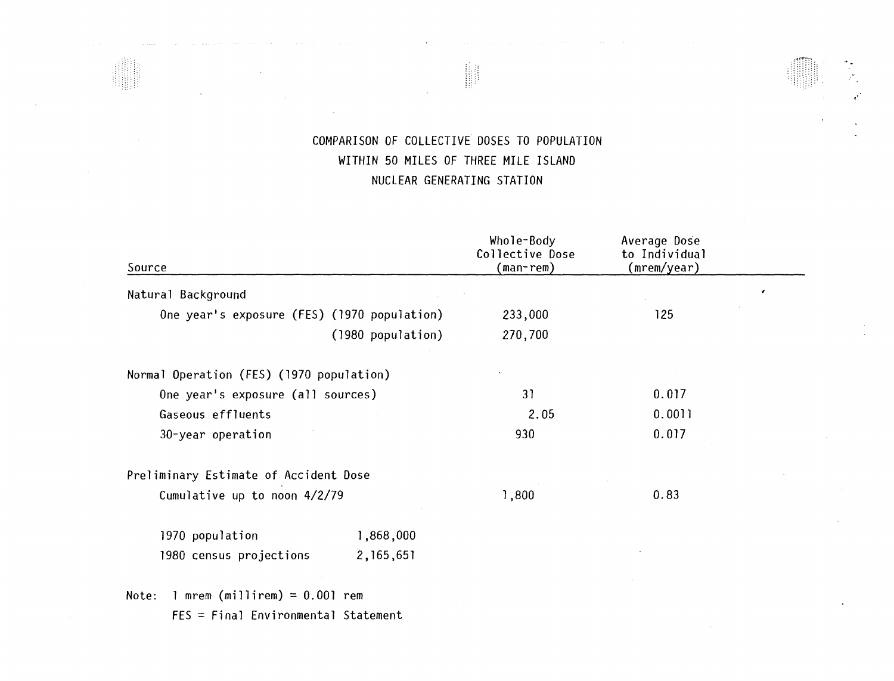# COMPARISON OF COLLECTIVE DOSES TO POPULATION WITHIN 50 MILES OF THREE MILE ISLAND NUCLEAR GENERATING STATION

| Source | Whole-Body Collective Dose (man-rem) | Average Dose to Individual (mrem/year) |
|---|---|---|
| Natural Background | | |
| One year's exposure (FES) (1970 population) | 233,000 | 125 |
| (1980 population) | 270,700 | |
| Normal Operation (FES) (1970 population) | | |
| One year's exposure (all sources) | 31 | 0.017 |
| Gaseous effluents | 2.05 | 0.0011 |
| 30-year operation | 930 | 0.017 |
| Preliminary Estimate of Accident Dose | | |
| Cumulative up to noon 4/2/79 | 1,800 | 0.83 |

| | |
|---|---|
| 1970 population | 1,868,000 |
| 1980 census projections | 2,165,651 |

Note: 1 mrem (millirem) = 0.001 rem

FES = Final Environmental Statement